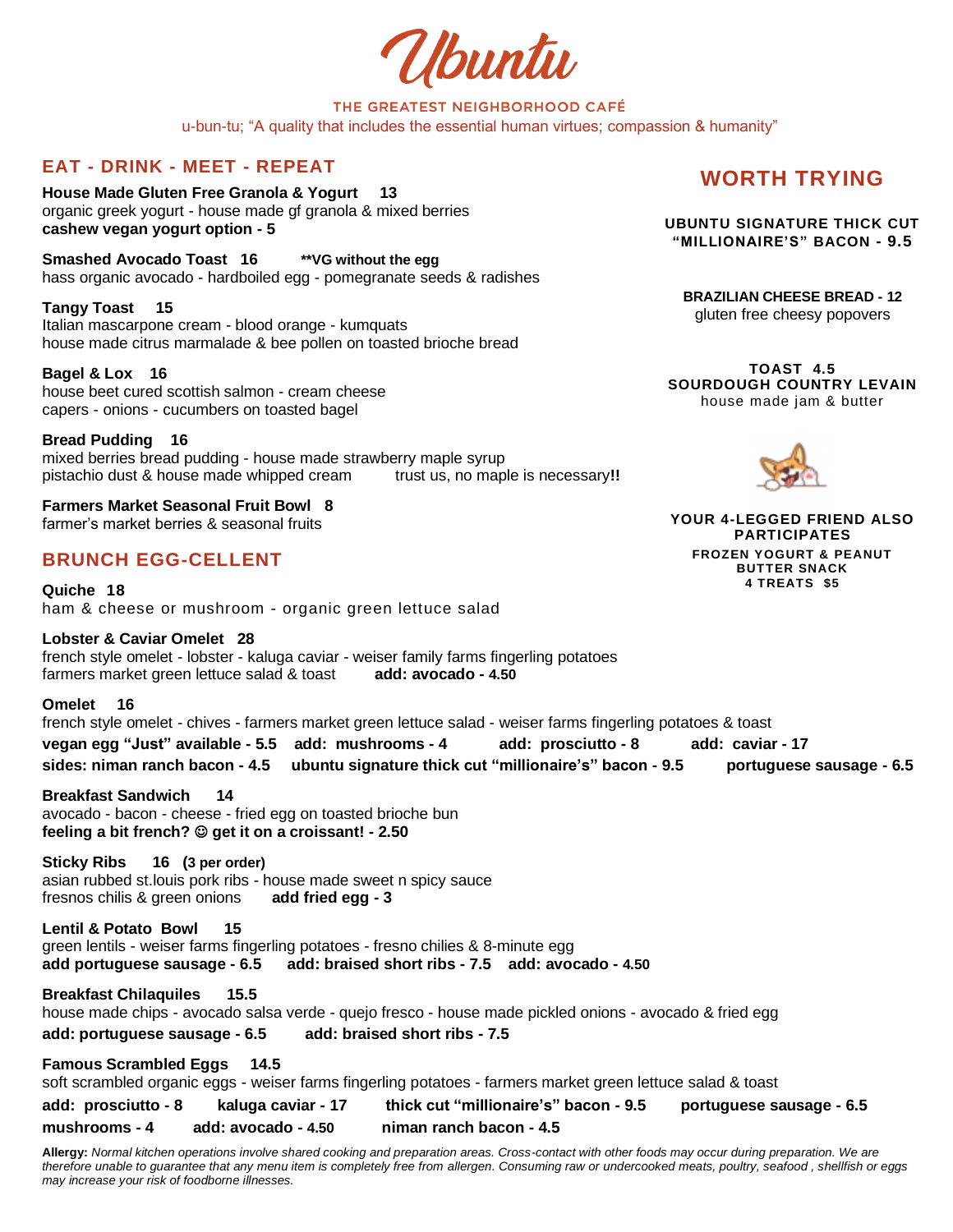# Ubuntu

THE GREATEST NEIGHBORHOOD CAFÉ

u-bun-tu; "A quality that includes the essential human virtues; compassion & humanity"

## EAT - DRINK - MEET - REPEAT

**House Made Gluten Free Granola & Yogurt 13**
organic greek yogurt - house made gf granola & mixed berries
**cashew vegan yogurt option - 5**

**Smashed Avocado Toast 16** **\*\*VG without the egg**
hass organic avocado - hardboiled egg - pomegranate seeds & radishes

**Tangy Toast 15**
Italian mascarpone cream - blood orange - kumquats
house made citrus marmalade & bee pollen on toasted brioche bread

**Bagel & Lox 16**
house beet cured scottish salmon - cream cheese
capers - onions - cucumbers on toasted bagel

**Bread Pudding 16**
mixed berries bread pudding - house made strawberry maple syrup
pistachio dust & house made whipped cream trust us, no maple is necessary**!!**

**Farmers Market Seasonal Fruit Bowl 8**
farmer's market berries & seasonal fruits

## BRUNCH EGG-CELLENT

**Quiche 18**
ham & cheese or mushroom - organic green lettuce salad

**Lobster & Caviar Omelet 28**
french style omelet - lobster - kaluga caviar - weiser family farms fingerling potatoes
farmers market green lettuce salad & toast **add: avocado - 4.50**

**Omelet 16**
french style omelet - chives - farmers market green lettuce salad - weiser farms fingerling potatoes & toast
**vegan egg "Just" available - 5.5 add: mushrooms - 4 add: prosciutto - 8 add: caviar - 17**
**sides: niman ranch bacon - 4.5 ubuntu signature thick cut "millionaire's" bacon - 9.5 portuguese sausage - 6.5**

**Breakfast Sandwich 14**
avocado - bacon - cheese - fried egg on toasted brioche bun
**feeling a bit french? ☺ get it on a croissant! - 2.50**

**Sticky Ribs 16 (3 per order)**
asian rubbed st.louis pork ribs - house made sweet n spicy sauce
fresnos chilis & green onions **add fried egg - 3**

**Lentil & Potato Bowl 15**
green lentils - weiser farms fingerling potatoes - fresno chilies & 8-minute egg
**add portuguese sausage - 6.5 add: braised short ribs - 7.5 add: avocado - 4.50**

**Breakfast Chilaquiles 15.5**
house made chips - avocado salsa verde - quejo fresco - house made pickled onions - avocado & fried egg
**add: portuguese sausage - 6.5 add: braised short ribs - 7.5**

**Famous Scrambled Eggs 14.5**
soft scrambled organic eggs - weiser farms fingerling potatoes - farmers market green lettuce salad & toast
**add: prosciutto - 8 kaluga caviar - 17 thick cut "millionaire's" bacon - 9.5 portuguese sausage - 6.5**
**mushrooms - 4 add: avocado - 4.50 niman ranch bacon - 4.5**

## WORTH TRYING

**UBUNTU SIGNATURE THICK CUT "MILLIONAIRE'S" BACON - 9.5**

**BRAZILIAN CHEESE BREAD - 12**
gluten free cheesy popovers

**TOAST 4.5**
**SOURDOUGH COUNTRY LEVAIN**
house made jam & butter

**YOUR 4-LEGGED FRIEND ALSO PARTICIPATES**
**FROZEN YOGURT & PEANUT BUTTER SNACK**
**4 TREATS $5**

**Allergy:** *Normal kitchen operations involve shared cooking and preparation areas. Cross-contact with other foods may occur during preparation. We are therefore unable to guarantee that any menu item is completely free from allergen. Consuming raw or undercooked meats, poultry, seafood , shellfish or eggs may increase your risk of foodborne illnesses.*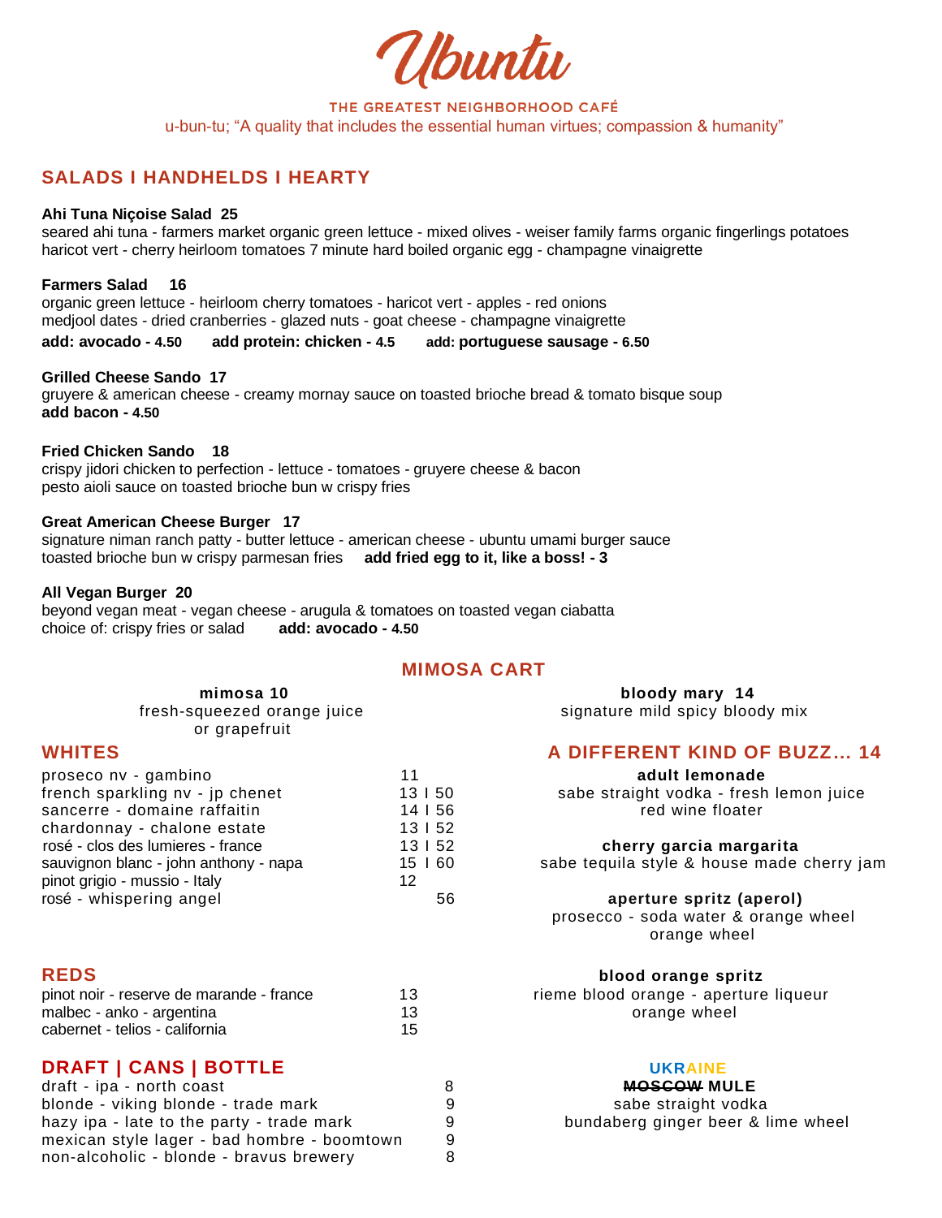# Ubuntu

THE GREATEST NEIGHBORHOOD CAFÉ

u-bun-tu; "A quality that includes the essential human virtues; compassion & humanity"

## SALADS I HANDHELDS I HEARTY

**Ahi Tuna Niçoise Salad 25**
seared ahi tuna - farmers market organic green lettuce - mixed olives - weiser family farms organic fingerlings potatoes haricot vert - cherry heirloom tomatoes 7 minute hard boiled organic egg - champagne vinaigrette

**Farmers Salad 16**
organic green lettuce - heirloom cherry tomatoes - haricot vert - apples - red onions
medjool dates - dried cranberries - glazed nuts - goat cheese - champagne vinaigrette
**add: avocado - 4.50** **add protein: chicken - 4.5** **add: portuguese sausage - 6.50**

**Grilled Cheese Sando 17**
gruyere & american cheese - creamy mornay sauce on toasted brioche bread & tomato bisque soup
**add bacon - 4.50**

**Fried Chicken Sando 18**
crispy jidori chicken to perfection - lettuce - tomatoes - gruyere cheese & bacon
pesto aioli sauce on toasted brioche bun w crispy fries

**Great American Cheese Burger 17**
signature niman ranch patty - butter lettuce - american cheese - ubuntu umami burger sauce
toasted brioche bun w crispy parmesan fries **add fried egg to it, like a boss! - 3**

**All Vegan Burger 20**
beyond vegan meat - vegan cheese - arugula & tomatoes on toasted vegan ciabatta
choice of: crispy fries or salad **add: avocado - 4.50**

## MIMOSA CART

**mimosa 10**
fresh-squeezed orange juice or grapefruit

**bloody mary 14**
signature mild spicy bloody mix

## WHITES

| | |
|---|---|
| proseco nv - gambino | 11 |
| french sparkling nv - jp chenet | 13 I 50 |
| sancerre - domaine raffaitin | 14 I 56 |
| chardonnay - chalone estate | 13 I 52 |
| rosé - clos des lumieres - france | 13 I 52 |
| sauvignon blanc - john anthony - napa | 15 I 60 |
| pinot grigio - mussio - Italy | 12 |
| rosé - whispering angel | 56 |

## REDS

| | |
|---|---|
| pinot noir - reserve de marande - france | 13 |
| malbec - anko - argentina | 13 |
| cabernet - telios - california | 15 |

## DRAFT | CANS | BOTTLE

| | |
|---|---|
| draft - ipa - north coast | 8 |
| blonde - viking blonde - trade mark | 9 |
| hazy ipa - late to the party - trade mark | 9 |
| mexican style lager - bad hombre - boomtown | 9 |
| non-alcoholic - blonde - bravus brewery | 8 |

## A DIFFERENT KIND OF BUZZ... 14

**adult lemonade**
sabe straight vodka - fresh lemon juice
red wine floater

**cherry garcia margarita**
sabe tequila style & house made cherry jam

**aperture spritz (aperol)**
prosecco - soda water & orange wheel
orange wheel

**blood orange spritz**
rieme blood orange - aperture liqueur
orange wheel

**UKRAINE**
**~~MOSCOW~~ MULE**
sabe straight vodka
bundaberg ginger beer & lime wheel